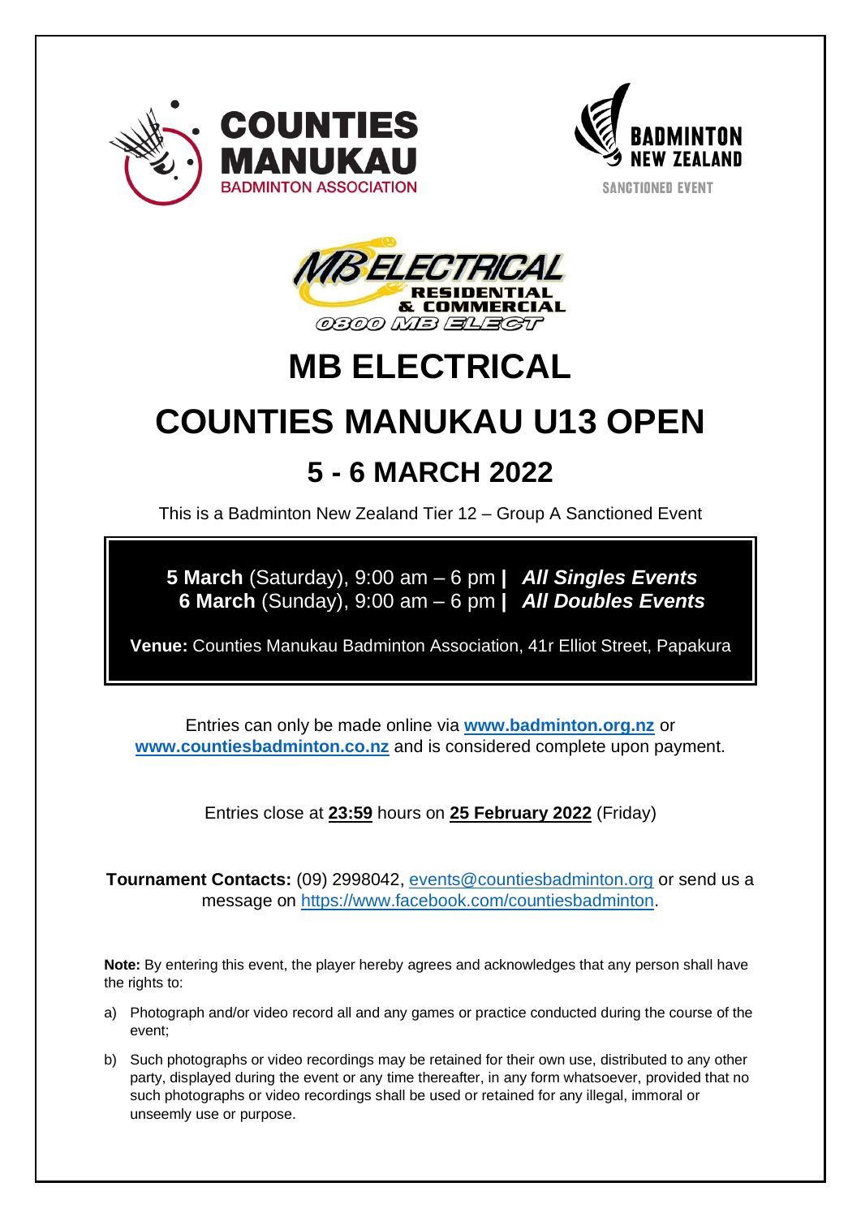# MB ELECTRICAL

# COUNTIES MANUKAU U13 OPEN

## 5 - 6 MARCH 2022

This is a Badminton New Zealand Tier 12 – Group A Sanctioned Event

**5 March** (Saturday), 9:00 am – 6 pm **|** ***All Singles Events***
**6 March** (Sunday), 9:00 am – 6 pm **|** ***All Doubles Events***

**Venue:** Counties Manukau Badminton Association, 41r Elliot Street, Papakura

Entries can only be made online via **www.badminton.org.nz** or **www.countiesbadminton.co.nz** and is considered complete upon payment.

Entries close at **23:59** hours on **25 February 2022** (Friday)

**Tournament Contacts:** (09) 2998042, events@countiesbadminton.org or send us a message on https://www.facebook.com/countiesbadminton.

**Note:** By entering this event, the player hereby agrees and acknowledges that any person shall have the rights to:

a) Photograph and/or video record all and any games or practice conducted during the course of the event;

b) Such photographs or video recordings may be retained for their own use, distributed to any other party, displayed during the event or any time thereafter, in any form whatsoever, provided that no such photographs or video recordings shall be used or retained for any illegal, immoral or unseemly use or purpose.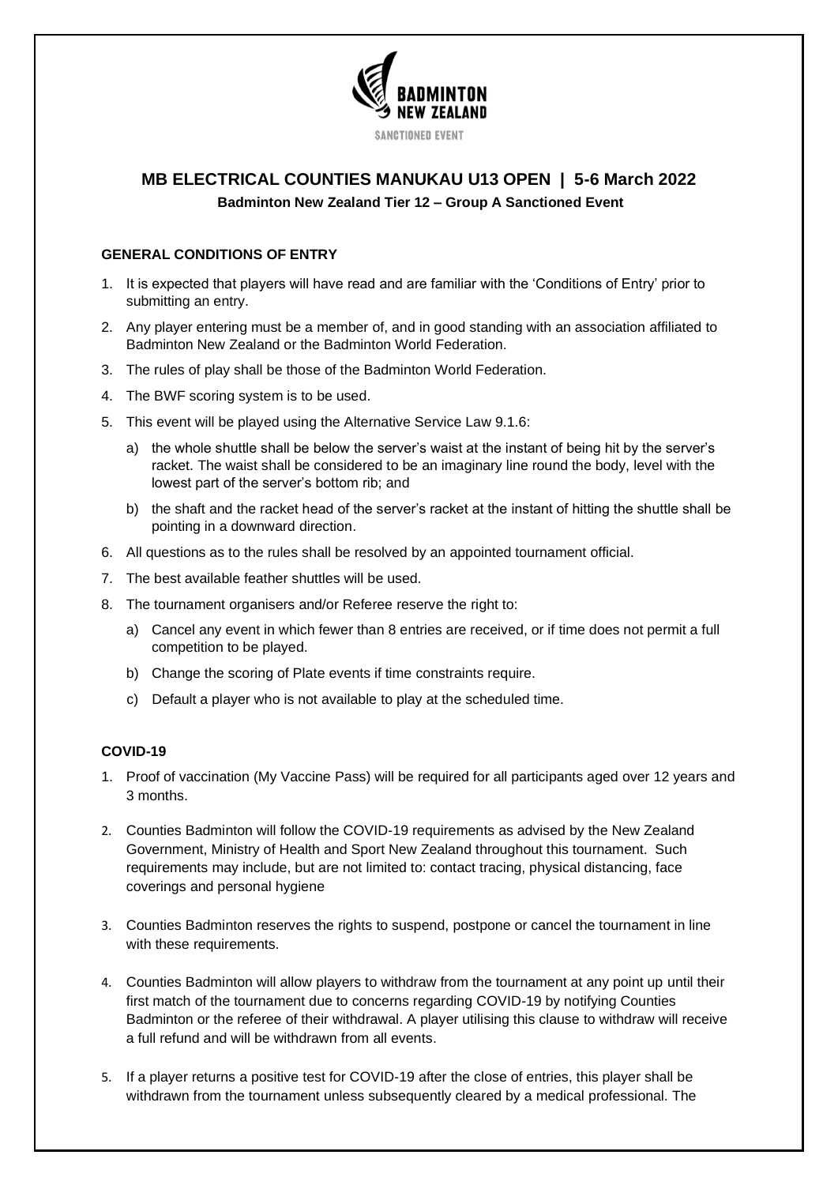SANCTIONED EVENT

# MB ELECTRICAL COUNTIES MANUKAU U13 OPEN | 5-6 March 2022

**Badminton New Zealand Tier 12 – Group A Sanctioned Event**

## GENERAL CONDITIONS OF ENTRY

1. It is expected that players will have read and are familiar with the 'Conditions of Entry' prior to submitting an entry.
2. Any player entering must be a member of, and in good standing with an association affiliated to Badminton New Zealand or the Badminton World Federation.
3. The rules of play shall be those of the Badminton World Federation.
4. The BWF scoring system is to be used.
5. This event will be played using the Alternative Service Law 9.1.6:
   a) the whole shuttle shall be below the server's waist at the instant of being hit by the server's racket. The waist shall be considered to be an imaginary line round the body, level with the lowest part of the server's bottom rib; and
   b) the shaft and the racket head of the server's racket at the instant of hitting the shuttle shall be pointing in a downward direction.
6. All questions as to the rules shall be resolved by an appointed tournament official.
7. The best available feather shuttles will be used.
8. The tournament organisers and/or Referee reserve the right to:
   a) Cancel any event in which fewer than 8 entries are received, or if time does not permit a full competition to be played.
   b) Change the scoring of Plate events if time constraints require.
   c) Default a player who is not available to play at the scheduled time.

## COVID-19

1. Proof of vaccination (My Vaccine Pass) will be required for all participants aged over 12 years and 3 months.
2. Counties Badminton will follow the COVID-19 requirements as advised by the New Zealand Government, Ministry of Health and Sport New Zealand throughout this tournament. Such requirements may include, but are not limited to: contact tracing, physical distancing, face coverings and personal hygiene
3. Counties Badminton reserves the rights to suspend, postpone or cancel the tournament in line with these requirements.
4. Counties Badminton will allow players to withdraw from the tournament at any point up until their first match of the tournament due to concerns regarding COVID-19 by notifying Counties Badminton or the referee of their withdrawal. A player utilising this clause to withdraw will receive a full refund and will be withdrawn from all events.
5. If a player returns a positive test for COVID-19 after the close of entries, this player shall be withdrawn from the tournament unless subsequently cleared by a medical professional. The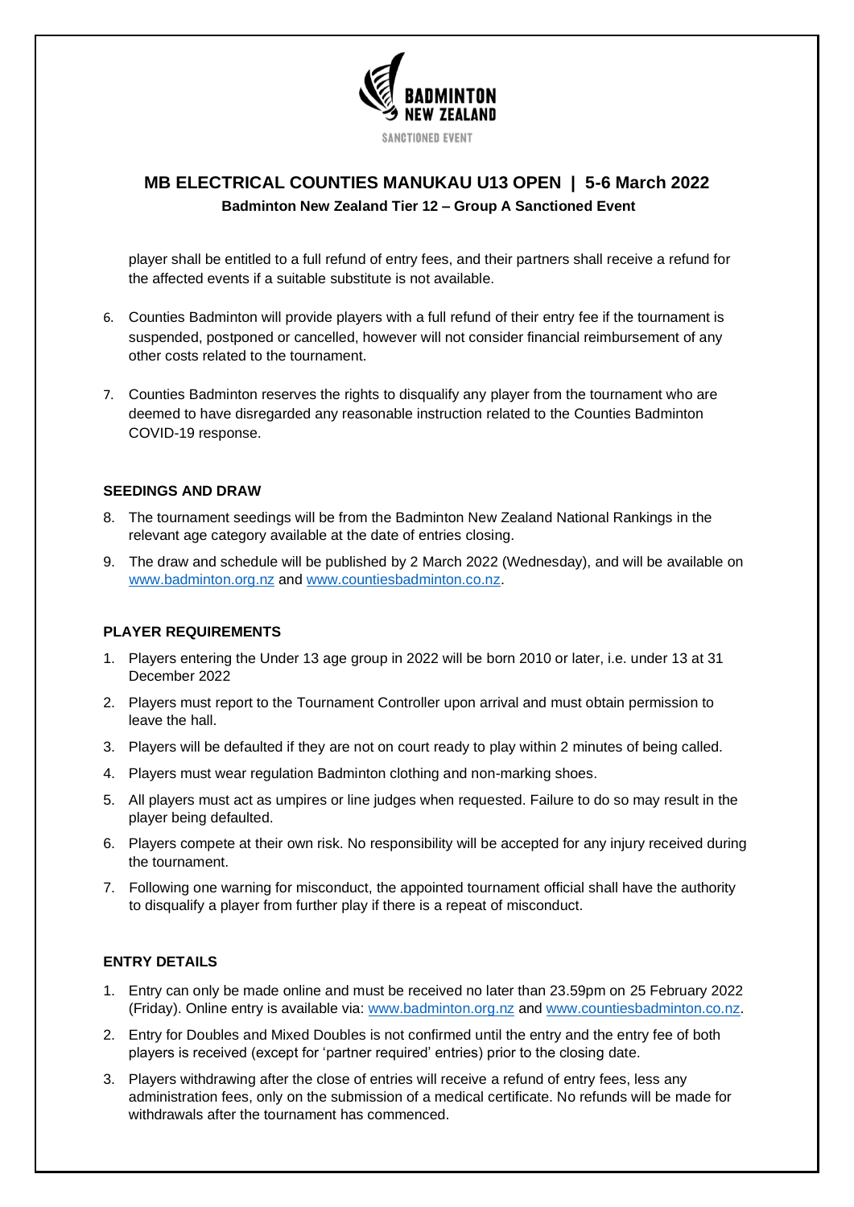player shall be entitled to a full refund of entry fees, and their partners shall receive a refund for the affected events if a suitable substitute is not available.

6. Counties Badminton will provide players with a full refund of their entry fee if the tournament is suspended, postponed or cancelled, however will not consider financial reimbursement of any other costs related to the tournament.
7. Counties Badminton reserves the rights to disqualify any player from the tournament who are deemed to have disregarded any reasonable instruction related to the Counties Badminton COVID-19 response.

### SEEDINGS AND DRAW

8. The tournament seedings will be from the Badminton New Zealand National Rankings in the relevant age category available at the date of entries closing.
9. The draw and schedule will be published by 2 March 2022 (Wednesday), and will be available on www.badminton.org.nz and www.countiesbadminton.co.nz.

### PLAYER REQUIREMENTS

1. Players entering the Under 13 age group in 2022 will be born 2010 or later, i.e. under 13 at 31 December 2022
2. Players must report to the Tournament Controller upon arrival and must obtain permission to leave the hall.
3. Players will be defaulted if they are not on court ready to play within 2 minutes of being called.
4. Players must wear regulation Badminton clothing and non-marking shoes.
5. All players must act as umpires or line judges when requested. Failure to do so may result in the player being defaulted.
6. Players compete at their own risk. No responsibility will be accepted for any injury received during the tournament.
7. Following one warning for misconduct, the appointed tournament official shall have the authority to disqualify a player from further play if there is a repeat of misconduct.

### ENTRY DETAILS

1. Entry can only be made online and must be received no later than 23.59pm on 25 February 2022 (Friday). Online entry is available via: www.badminton.org.nz and www.countiesbadminton.co.nz.
2. Entry for Doubles and Mixed Doubles is not confirmed until the entry and the entry fee of both players is received (except for 'partner required' entries) prior to the closing date.
3. Players withdrawing after the close of entries will receive a refund of entry fees, less any administration fees, only on the submission of a medical certificate. No refunds will be made for withdrawals after the tournament has commenced.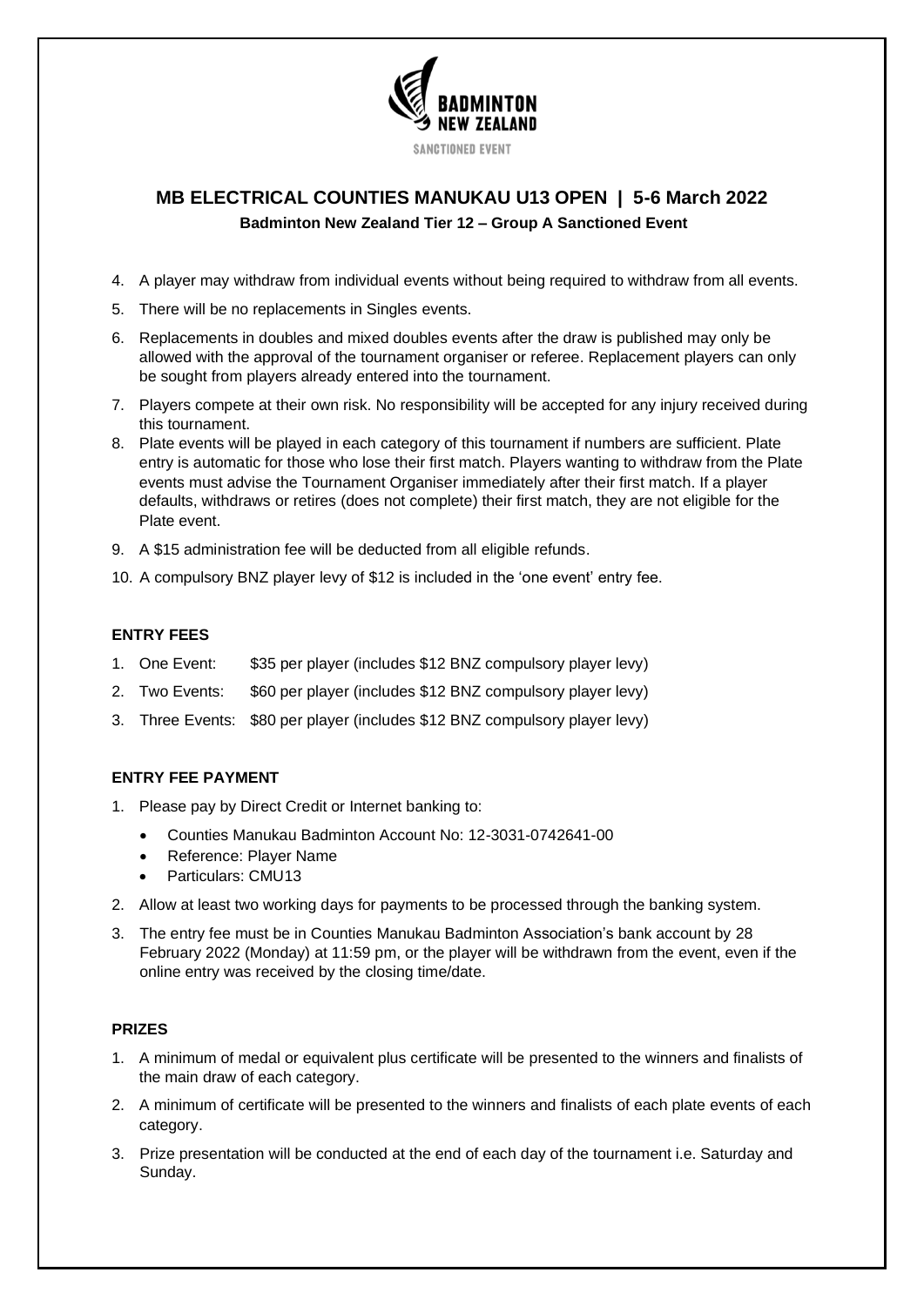BADMINTON NEW ZEALAND

SANCTIONED EVENT

# MB ELECTRICAL COUNTIES MANUKAU U13 OPEN | 5-6 March 2022

**Badminton New Zealand Tier 12 – Group A Sanctioned Event**

4. A player may withdraw from individual events without being required to withdraw from all events.
5. There will be no replacements in Singles events.
6. Replacements in doubles and mixed doubles events after the draw is published may only be allowed with the approval of the tournament organiser or referee. Replacement players can only be sought from players already entered into the tournament.
7. Players compete at their own risk. No responsibility will be accepted for any injury received during this tournament.
8. Plate events will be played in each category of this tournament if numbers are sufficient. Plate entry is automatic for those who lose their first match. Players wanting to withdraw from the Plate events must advise the Tournament Organiser immediately after their first match. If a player defaults, withdraws or retires (does not complete) their first match, they are not eligible for the Plate event.
9. A $15 administration fee will be deducted from all eligible refunds.
10. A compulsory BNZ player levy of $12 is included in the 'one event' entry fee.

## ENTRY FEES

1. One Event: $35 per player (includes $12 BNZ compulsory player levy)
2. Two Events: $60 per player (includes $12 BNZ compulsory player levy)
3. Three Events: $80 per player (includes $12 BNZ compulsory player levy)

## ENTRY FEE PAYMENT

1. Please pay by Direct Credit or Internet banking to:
   - Counties Manukau Badminton Account No: 12-3031-0742641-00
   - Reference: Player Name
   - Particulars: CMU13
2. Allow at least two working days for payments to be processed through the banking system.
3. The entry fee must be in Counties Manukau Badminton Association's bank account by 28 February 2022 (Monday) at 11:59 pm, or the player will be withdrawn from the event, even if the online entry was received by the closing time/date.

## PRIZES

1. A minimum of medal or equivalent plus certificate will be presented to the winners and finalists of the main draw of each category.
2. A minimum of certificate will be presented to the winners and finalists of each plate events of each category.
3. Prize presentation will be conducted at the end of each day of the tournament i.e. Saturday and Sunday.